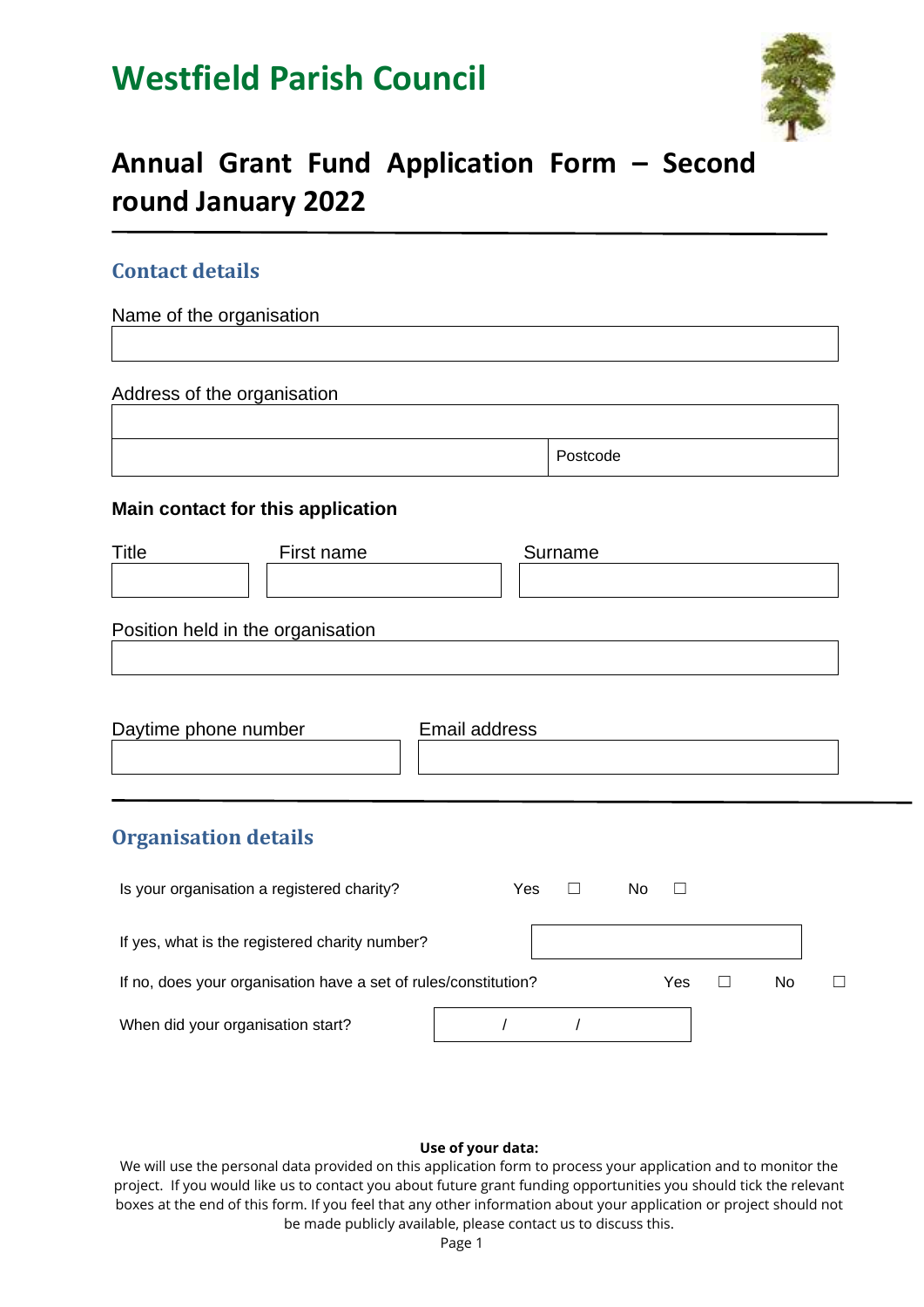# Westfield Parish Council

## Annual Grant Fund Application Form – Second round January 2022

---

### Contact details

Name of the organisation

| |
|---|
| |

Address of the organisation

| | |
|---|---|
| | |
| | Postcode |

**Main contact for this application**

| Title | First name | Surname |
|---|---|---|
| | | |

Position held in the organisation

| |
|---|
| |

| Daytime phone number | Email address |
|---|---|
| | |

---

### Organisation details

Is your organisation a registered charity? Yes ☐ No ☐

If yes, what is the registered charity number? ____________

If no, does your organisation have a set of rules/constitution? Yes ☐ No ☐

When did your organisation start? / /

**Use of your data:**

We will use the personal data provided on this application form to process your application and to monitor the project. If you would like us to contact you about future grant funding opportunities you should tick the relevant boxes at the end of this form. If you feel that any other information about your application or project should not be made publicly available, please contact us to discuss this.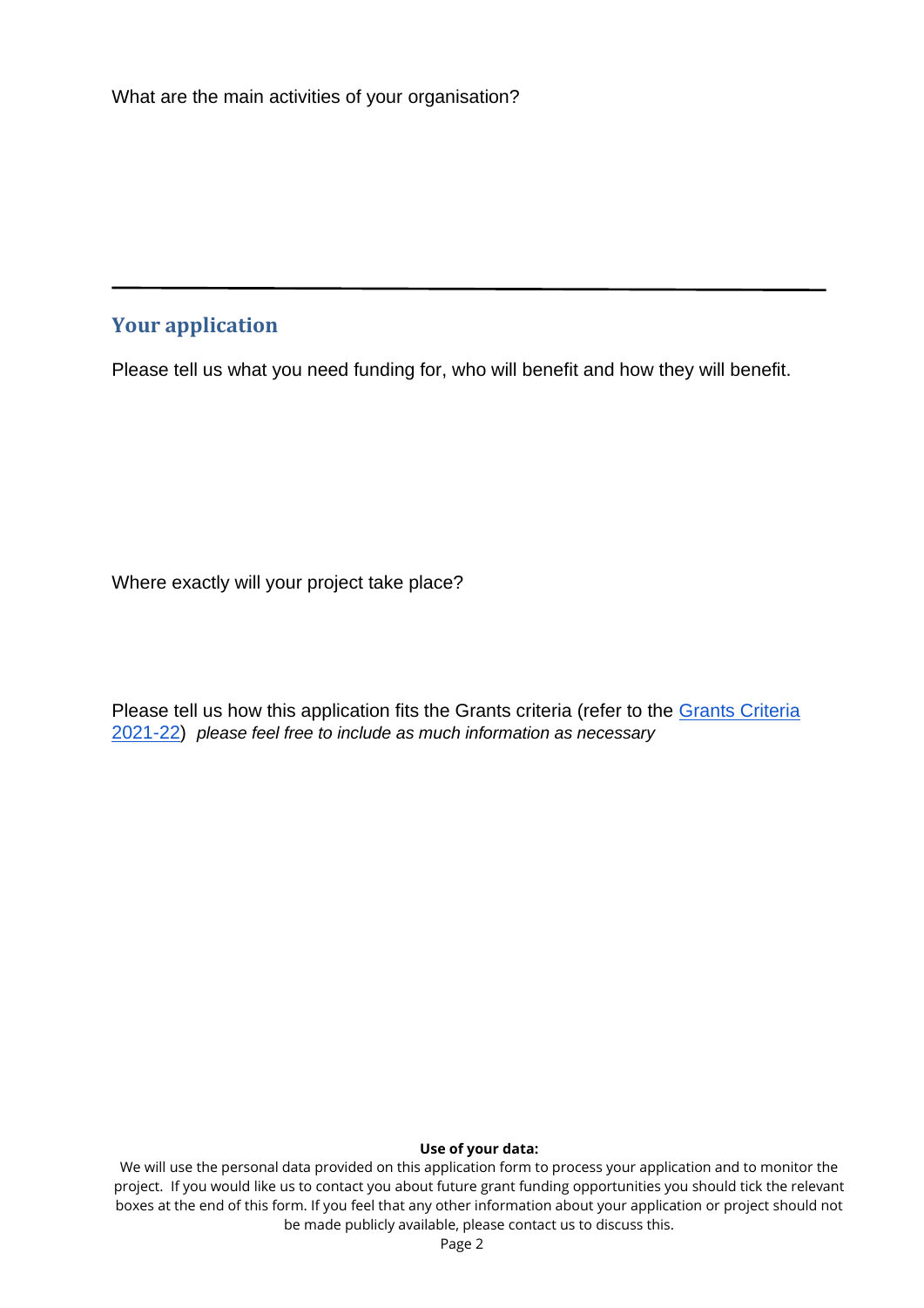What are the main activities of your organisation?

---

## Your application

Please tell us what you need funding for, who will benefit and how they will benefit.

Where exactly will your project take place?

Please tell us how this application fits the Grants criteria (refer to the Grants Criteria 2021-22) *please feel free to include as much information as necessary*

**Use of your data:**

We will use the personal data provided on this application form to process your application and to monitor the project. If you would like us to contact you about future grant funding opportunities you should tick the relevant boxes at the end of this form. If you feel that any other information about your application or project should not be made publicly available, please contact us to discuss this.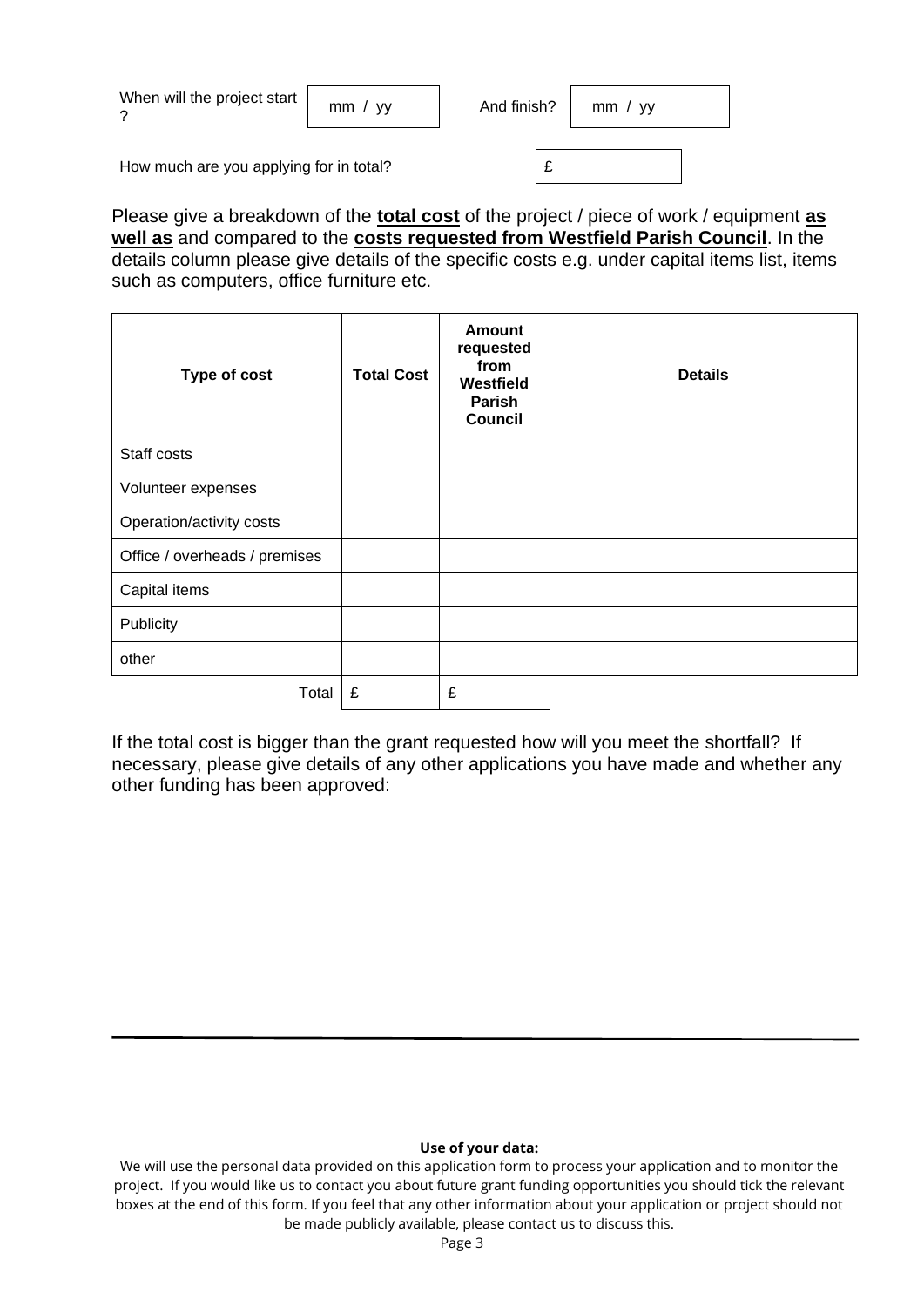When will the project start ? mm / yy And finish? mm / yy

How much are you applying for in total? £

Please give a breakdown of the **total cost** of the project / piece of work / equipment **as well as** and compared to the **costs requested from Westfield Parish Council**. In the details column please give details of the specific costs e.g. under capital items list, items such as computers, office furniture etc.

| Type of cost | Total Cost | Amount requested from Westfield Parish Council | Details |
|---|---|---|---|
| Staff costs | | | |
| Volunteer expenses | | | |
| Operation/activity costs | | | |
| Office / overheads / premises | | | |
| Capital items | | | |
| Publicity | | | |
| other | | | |
| Total | £ | £ | |

If the total cost is bigger than the grant requested how will you meet the shortfall? If necessary, please give details of any other applications you have made and whether any other funding has been approved:

---

**Use of your data:**

We will use the personal data provided on this application form to process your application and to monitor the project. If you would like us to contact you about future grant funding opportunities you should tick the relevant boxes at the end of this form. If you feel that any other information about your application or project should not be made publicly available, please contact us to discuss this.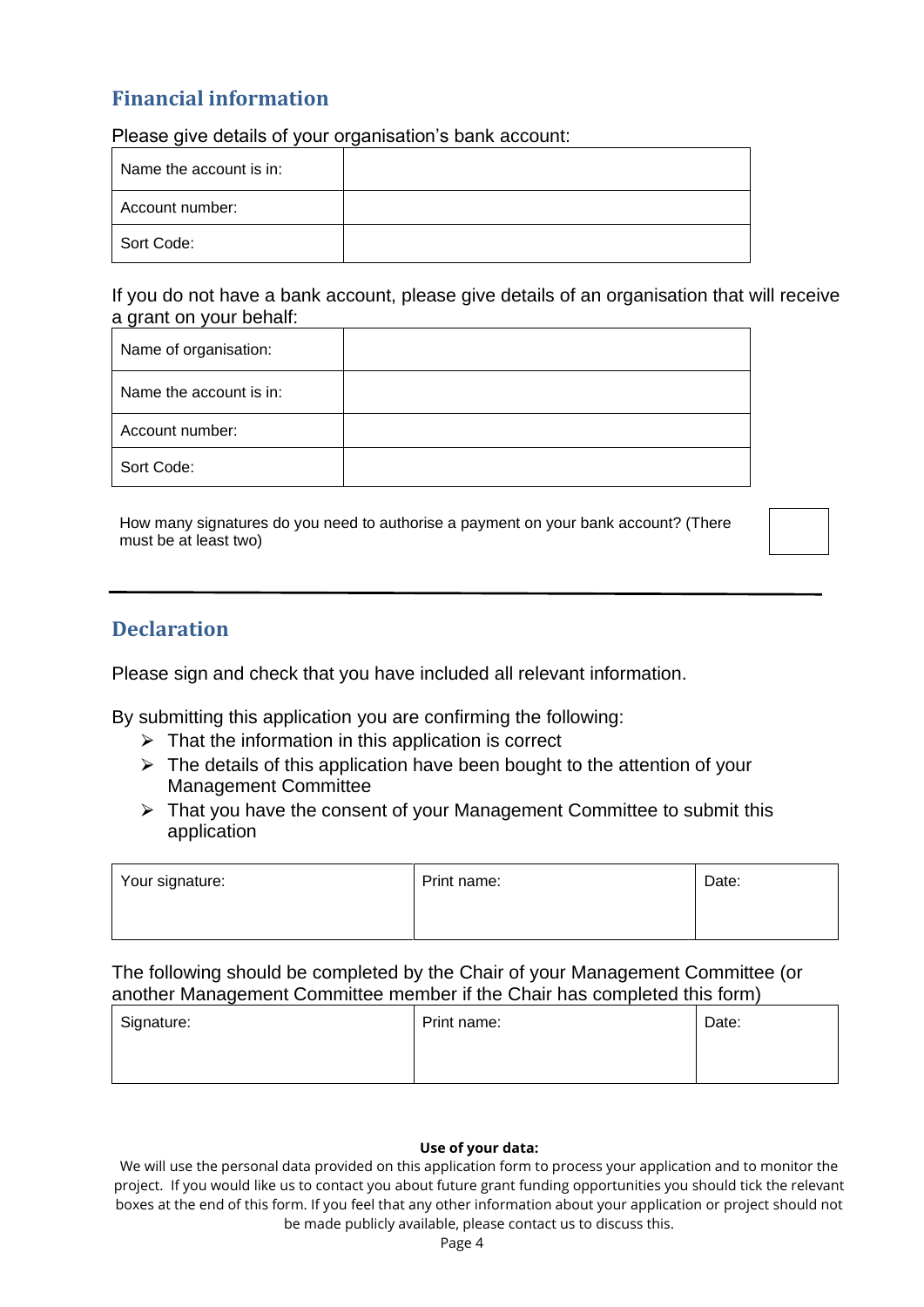## Financial information

Please give details of your organisation's bank account:

| Name the account is in: | |
|---|---|
| Account number: | |
| Sort Code: | |

If you do not have a bank account, please give details of an organisation that will receive a grant on your behalf:

| Name of organisation: | |
|---|---|
| Name the account is in: | |
| Account number: | |
| Sort Code: | |

| How many signatures do you need to authorise a payment on your bank account? (There must be at least two) | |
|---|---|

---

## Declaration

Please sign and check that you have included all relevant information.

By submitting this application you are confirming the following:

- That the information in this application is correct
- The details of this application have been bought to the attention of your Management Committee
- That you have the consent of your Management Committee to submit this application

| Your signature: | Print name: | Date: |
|---|---|---|
| | | |

The following should be completed by the Chair of your Management Committee (or another Management Committee member if the Chair has completed this form)

| Signature: | Print name: | Date: |
|---|---|---|
| | | |

**Use of your data:**

We will use the personal data provided on this application form to process your application and to monitor the project. If you would like us to contact you about future grant funding opportunities you should tick the relevant boxes at the end of this form. If you feel that any other information about your application or project should not be made publicly available, please contact us to discuss this.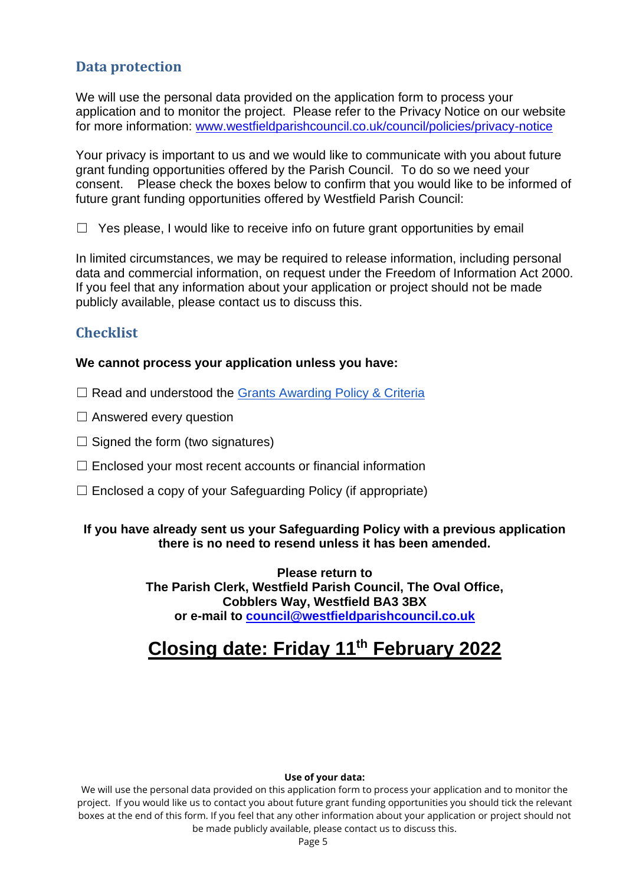## Data protection

We will use the personal data provided on the application form to process your application and to monitor the project. Please refer to the Privacy Notice on our website for more information: [www.westfieldparishcouncil.co.uk/council/policies/privacy-notice](http://www.westfieldparishcouncil.co.uk/council/policies/privacy-notice)

Your privacy is important to us and we would like to communicate with you about future grant funding opportunities offered by the Parish Council. To do so we need your consent. Please check the boxes below to confirm that you would like to be informed of future grant funding opportunities offered by Westfield Parish Council:

☐ Yes please, I would like to receive info on future grant opportunities by email

In limited circumstances, we may be required to release information, including personal data and commercial information, on request under the Freedom of Information Act 2000. If you feel that any information about your application or project should not be made publicly available, please contact us to discuss this.

## Checklist

**We cannot process your application unless you have:**

☐ Read and understood the Grants Awarding Policy & Criteria

☐ Answered every question

☐ Signed the form (two signatures)

☐ Enclosed your most recent accounts or financial information

☐ Enclosed a copy of your Safeguarding Policy (if appropriate)

**If you have already sent us your Safeguarding Policy with a previous application there is no need to resend unless it has been amended.**

**Please return to**
**The Parish Clerk, Westfield Parish Council, The Oval Office, Cobblers Way, Westfield BA3 3BX**
**or e-mail to [council@westfieldparishcouncil.co.uk](mailto:council@westfieldparishcouncil.co.uk)**

# Closing date: Friday 11th February 2022

**Use of your data:**

We will use the personal data provided on this application form to process your application and to monitor the project. If you would like us to contact you about future grant funding opportunities you should tick the relevant boxes at the end of this form. If you feel that any other information about your application or project should not be made publicly available, please contact us to discuss this.